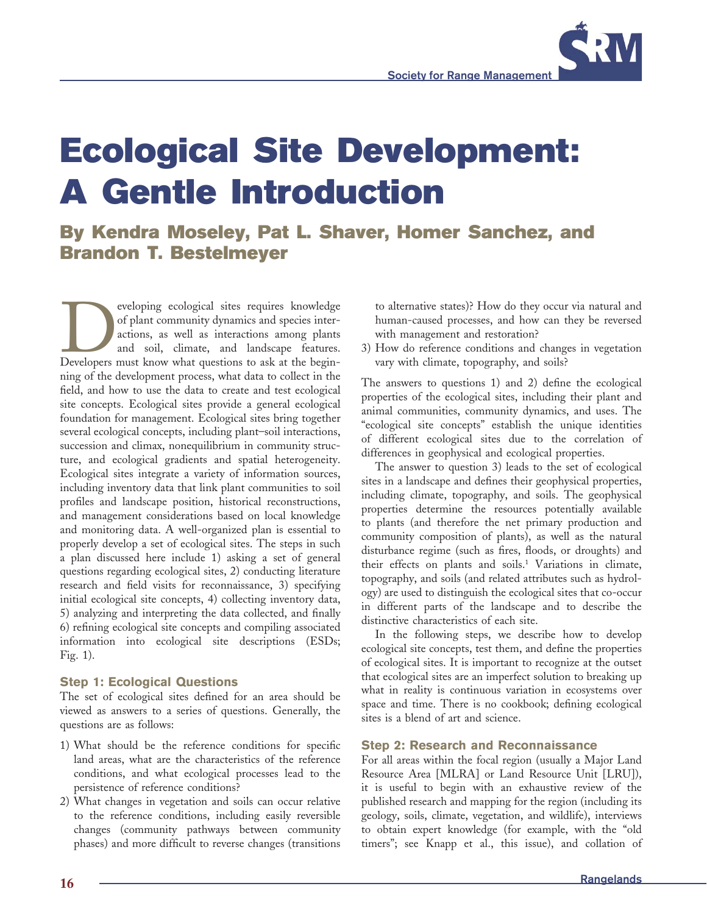# Ecological Site Development: A Gentle Introduction

## By Kendra Moseley, Pat L. Shaver, Homer Sanchez, and Brandon T. Bestelmeyer

Developing ecological sites requires knowledge of plant community dynamics and species interactions, as well as interactions among plants and soil, climate, and landscape features. Developers must know what questions to ask at the beginning of the development process, what data to collect in the field, and how to use the data to create and test ecological site concepts. Ecological sites provide a general ecological foundation for management. Ecological sites bring together several ecological concepts, including plant–soil interactions, succession and climax, nonequilibrium in community structure, and ecological gradients and spatial heterogeneity. Ecological sites integrate a variety of information sources, including inventory data that link plant communities to soil profiles and landscape position, historical reconstructions, and management considerations based on local knowledge and monitoring data. A well-organized plan is essential to properly develop a set of ecological sites. The steps in such a plan discussed here include 1) asking a set of general questions regarding ecological sites, 2) conducting literature research and field visits for reconnaissance, 3) specifying initial ecological site concepts, 4) collecting inventory data, 5) analyzing and interpreting the data collected, and finally 6) refining ecological site concepts and compiling associated information into ecological site descriptions (ESDs; Fig. 1).

### Step 1: Ecological Questions

The set of ecological sites defined for an area should be viewed as answers to a series of questions. Generally, the questions are as follows:

1) What should be the reference conditions for specific land areas, what are the characteristics of the reference conditions, and what ecological processes lead to the persistence of reference conditions?
2) What changes in vegetation and soils can occur relative to the reference conditions, including easily reversible changes (community pathways between community phases) and more difficult to reverse changes (transitions to alternative states)? How do they occur via natural and human-caused processes, and how can they be reversed with management and restoration?
3) How do reference conditions and changes in vegetation vary with climate, topography, and soils?

The answers to questions 1) and 2) define the ecological properties of the ecological sites, including their plant and animal communities, community dynamics, and uses. The "ecological site concepts" establish the unique identities of different ecological sites due to the correlation of differences in geophysical and ecological properties.

The answer to question 3) leads to the set of ecological sites in a landscape and defines their geophysical properties, including climate, topography, and soils. The geophysical properties determine the resources potentially available to plants (and therefore the net primary production and community composition of plants), as well as the natural disturbance regime (such as fires, floods, or droughts) and their effects on plants and soils.[1] Variations in climate, topography, and soils (and related attributes such as hydrology) are used to distinguish the ecological sites that co-occur in different parts of the landscape and to describe the distinctive characteristics of each site.

In the following steps, we describe how to develop ecological site concepts, test them, and define the properties of ecological sites. It is important to recognize at the outset that ecological sites are an imperfect solution to breaking up what in reality is continuous variation in ecosystems over space and time. There is no cookbook; defining ecological sites is a blend of art and science.

### Step 2: Research and Reconnaissance

For all areas within the focal region (usually a Major Land Resource Area [MLRA] or Land Resource Unit [LRU]), it is useful to begin with an exhaustive review of the published research and mapping for the region (including its geology, soils, climate, vegetation, and wildlife), interviews to obtain expert knowledge (for example, with the "old timers"; see Knapp et al., this issue), and collation of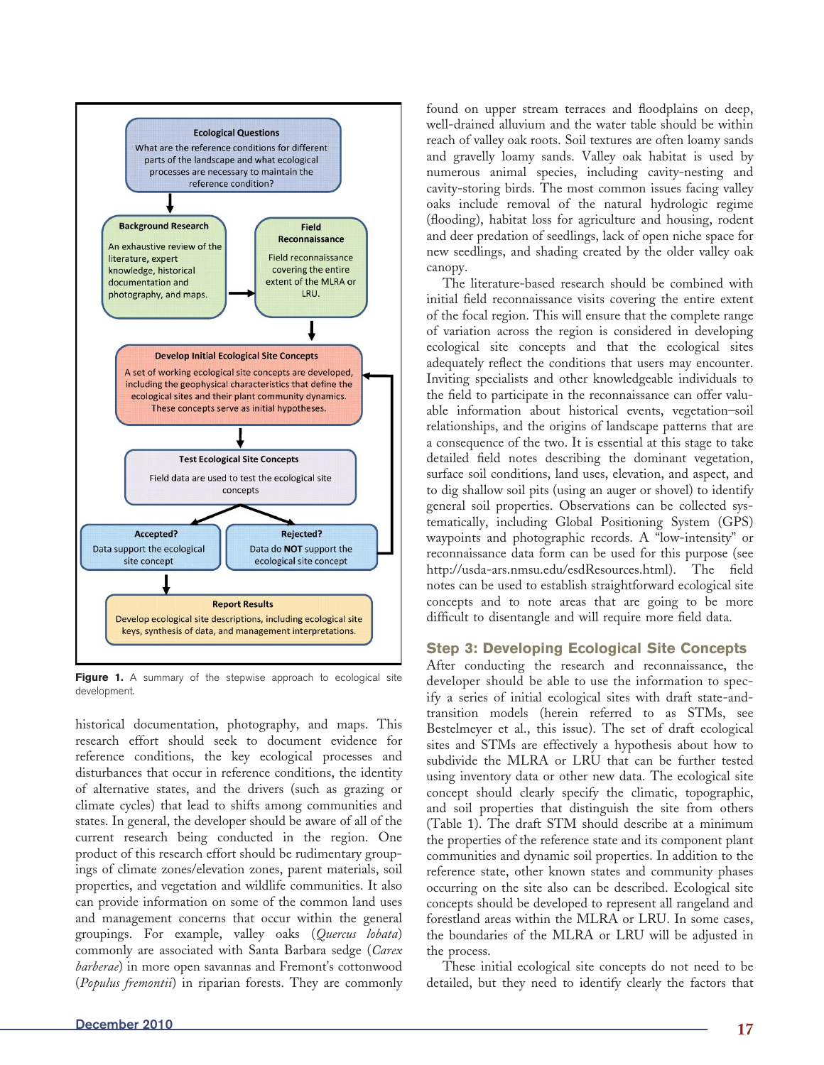Ecological Questions

What are the reference conditions for different parts of the landscape and what ecological processes are necessary to maintain the reference condition?

Background Research

An exhaustive review of the literature, expert knowledge, historical documentation and photography, and maps.

Field Reconnaissance

Field reconnaissance covering the entire extent of the MLRA or LRU.

Develop Initial Ecological Site Concepts

A set of working ecological site concepts are developed, including the geophysical characteristics that define the ecological sites and their plant community dynamics. These concepts serve as initial hypotheses.

Test Ecological Site Concepts

Field data are used to test the ecological site concepts

Accepted?

Data support the ecological site concept

Rejected?

Data do **NOT** support the ecological site concept

Report Results

Develop ecological site descriptions, including ecological site keys, synthesis of data, and management interpretations.

**Figure 1.** A summary of the stepwise approach to ecological site development.

historical documentation, photography, and maps. This research effort should seek to document evidence for reference conditions, the key ecological processes and disturbances that occur in reference conditions, the identity of alternative states, and the drivers (such as grazing or climate cycles) that lead to shifts among communities and states. In general, the developer should be aware of all of the current research being conducted in the region. One product of this research effort should be rudimentary groupings of climate zones/elevation zones, parent materials, soil properties, and vegetation and wildlife communities. It also can provide information on some of the common land uses and management concerns that occur within the general groupings. For example, valley oaks (*Quercus lobata*) commonly are associated with Santa Barbara sedge (*Carex barberae*) in more open savannas and Fremont's cottonwood (*Populus fremontii*) in riparian forests. They are commonly found on upper stream terraces and floodplains on deep, well-drained alluvium and the water table should be within reach of valley oak roots. Soil textures are often loamy sands and gravelly loamy sands. Valley oak habitat is used by numerous animal species, including cavity-nesting and cavity-storing birds. The most common issues facing valley oaks include removal of the natural hydrologic regime (flooding), habitat loss for agriculture and housing, rodent and deer predation of seedlings, lack of open niche space for new seedlings, and shading created by the older valley oak canopy.

The literature-based research should be combined with initial field reconnaissance visits covering the entire extent of the focal region. This will ensure that the complete range of variation across the region is considered in developing ecological site concepts and that the ecological sites adequately reflect the conditions that users may encounter. Inviting specialists and other knowledgeable individuals to the field to participate in the reconnaissance can offer valuable information about historical events, vegetation–soil relationships, and the origins of landscape patterns that are a consequence of the two. It is essential at this stage to take detailed field notes describing the dominant vegetation, surface soil conditions, land uses, elevation, and aspect, and to dig shallow soil pits (using an auger or shovel) to identify general soil properties. Observations can be collected systematically, including Global Positioning System (GPS) waypoints and photographic records. A "low-intensity" or reconnaissance data form can be used for this purpose (see http://usda-ars.nmsu.edu/esdResources.html). The field notes can be used to establish straightforward ecological site concepts and to note areas that are going to be more difficult to disentangle and will require more field data.

## Step 3: Developing Ecological Site Concepts

After conducting the research and reconnaissance, the developer should be able to use the information to specify a series of initial ecological sites with draft state-and-transition models (herein referred to as STMs, see Bestelmeyer et al., this issue). The set of draft ecological sites and STMs are effectively a hypothesis about how to subdivide the MLRA or LRU that can be further tested using inventory data or other new data. The ecological site concept should clearly specify the climatic, topographic, and soil properties that distinguish the site from others (Table 1). The draft STM should describe at a minimum the properties of the reference state and its component plant communities and dynamic soil properties. In addition to the reference state, other known states and community phases occurring on the site also can be described. Ecological site concepts should be developed to represent all rangeland and forestland areas within the MLRA or LRU. In some cases, the boundaries of the MLRA or LRU will be adjusted in the process.

These initial ecological site concepts do not need to be detailed, but they need to identify clearly the factors that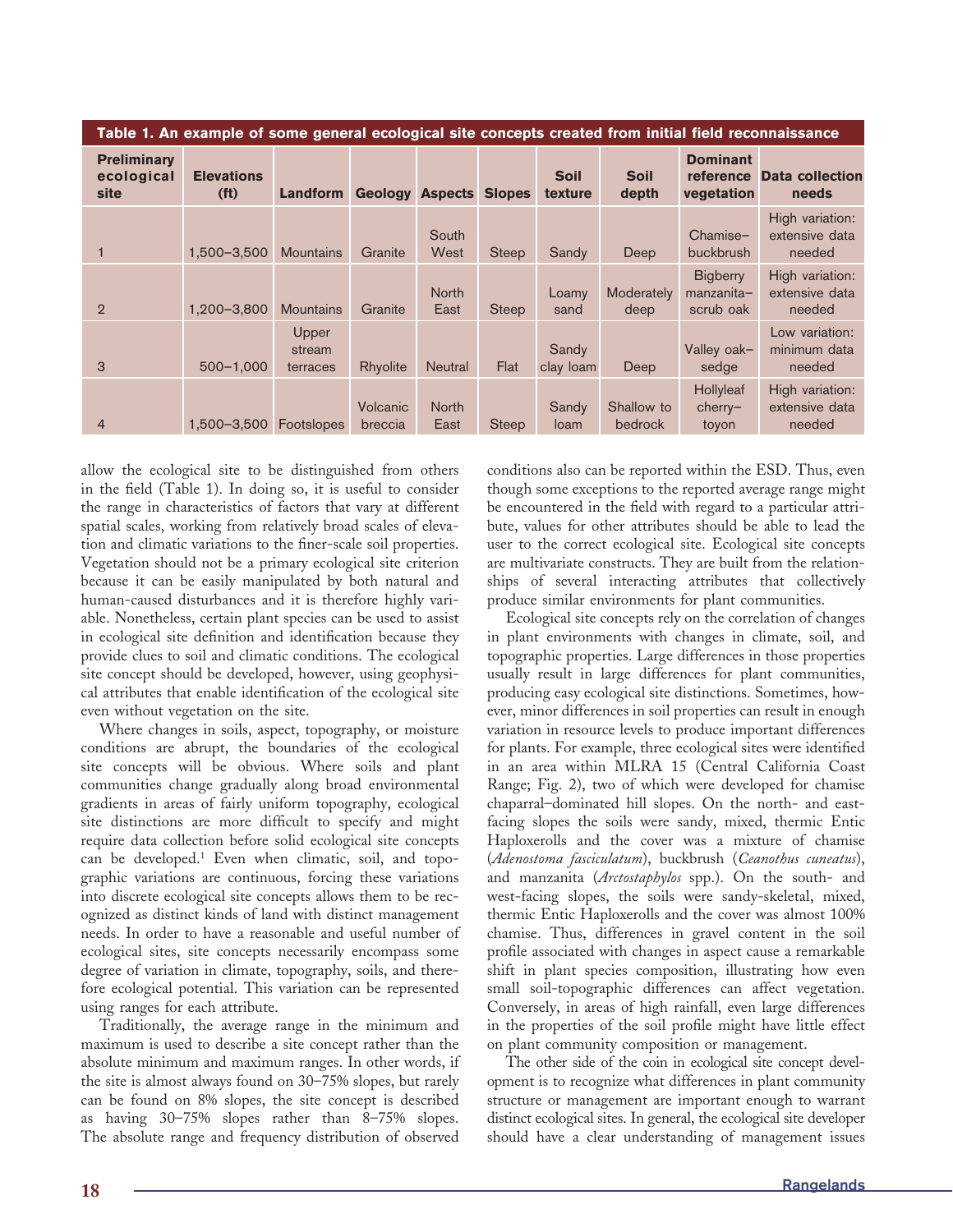**Table 1. An example of some general ecological site concepts created from initial field reconnaissance**

| Preliminary ecological site | Elevations (ft) | Landform | Geology | Aspects | Slopes | Soil texture | Soil depth | Dominant reference vegetation | Data collection needs |
|---|---|---|---|---|---|---|---|---|---|
| 1 | 1,500–3,500 | Mountains | Granite | South West | Steep | Sandy | Deep | Chamise–buckbrush | High variation: extensive data needed |
| 2 | 1,200–3,800 | Mountains | Granite | North East | Steep | Loamy sand | Moderately deep | Bigberry manzanita–scrub oak | High variation: extensive data needed |
| 3 | 500–1,000 | Upper stream terraces | Rhyolite | Neutral | Flat | Sandy clay loam | Deep | Valley oak–sedge | Low variation: minimum data needed |
| 4 | 1,500–3,500 | Footslopes | Volcanic breccia | North East | Steep | Sandy loam | Shallow to bedrock | Hollyleaf cherry–toyon | High variation: extensive data needed |

allow the ecological site to be distinguished from others in the field (Table 1). In doing so, it is useful to consider the range in characteristics of factors that vary at different spatial scales, working from relatively broad scales of elevation and climatic variations to the finer-scale soil properties. Vegetation should not be a primary ecological site criterion because it can be easily manipulated by both natural and human-caused disturbances and it is therefore highly variable. Nonetheless, certain plant species can be used to assist in ecological site definition and identification because they provide clues to soil and climatic conditions. The ecological site concept should be developed, however, using geophysical attributes that enable identification of the ecological site even without vegetation on the site.

Where changes in soils, aspect, topography, or moisture conditions are abrupt, the boundaries of the ecological site concepts will be obvious. Where soils and plant communities change gradually along broad environmental gradients in areas of fairly uniform topography, ecological site distinctions are more difficult to specify and might require data collection before solid ecological site concepts can be developed.[1] Even when climatic, soil, and topographic variations are continuous, forcing these variations into discrete ecological site concepts allows them to be recognized as distinct kinds of land with distinct management needs. In order to have a reasonable and useful number of ecological sites, site concepts necessarily encompass some degree of variation in climate, topography, soils, and therefore ecological potential. This variation can be represented using ranges for each attribute.

Traditionally, the average range in the minimum and maximum is used to describe a site concept rather than the absolute minimum and maximum ranges. In other words, if the site is almost always found on 30–75% slopes, but rarely can be found on 8% slopes, the site concept is described as having 30–75% slopes rather than 8–75% slopes. The absolute range and frequency distribution of observed conditions also can be reported within the ESD. Thus, even though some exceptions to the reported average range might be encountered in the field with regard to a particular attribute, values for other attributes should be able to lead the user to the correct ecological site. Ecological site concepts are multivariate constructs. They are built from the relationships of several interacting attributes that collectively produce similar environments for plant communities.

Ecological site concepts rely on the correlation of changes in plant environments with changes in climate, soil, and topographic properties. Large differences in those properties usually result in large differences for plant communities, producing easy ecological site distinctions. Sometimes, however, minor differences in soil properties can result in enough variation in resource levels to produce important differences for plants. For example, three ecological sites were identified in an area within MLRA 15 (Central California Coast Range; Fig. 2), two of which were developed for chamise chaparral–dominated hill slopes. On the north- and east-facing slopes the soils were sandy, mixed, thermic Entic Haploxerolls and the cover was a mixture of chamise (*Adenostoma fasciculatum*), buckbrush (*Ceanothus cuneatus*), and manzanita (*Arctostaphylos* spp.). On the south- and west-facing slopes, the soils were sandy-skeletal, mixed, thermic Entic Haploxerolls and the cover was almost 100% chamise. Thus, differences in gravel content in the soil profile associated with changes in aspect cause a remarkable shift in plant species composition, illustrating how even small soil-topographic differences can affect vegetation. Conversely, in areas of high rainfall, even large differences in the properties of the soil profile might have little effect on plant community composition or management.

The other side of the coin in ecological site concept development is to recognize what differences in plant community structure or management are important enough to warrant distinct ecological sites. In general, the ecological site developer should have a clear understanding of management issues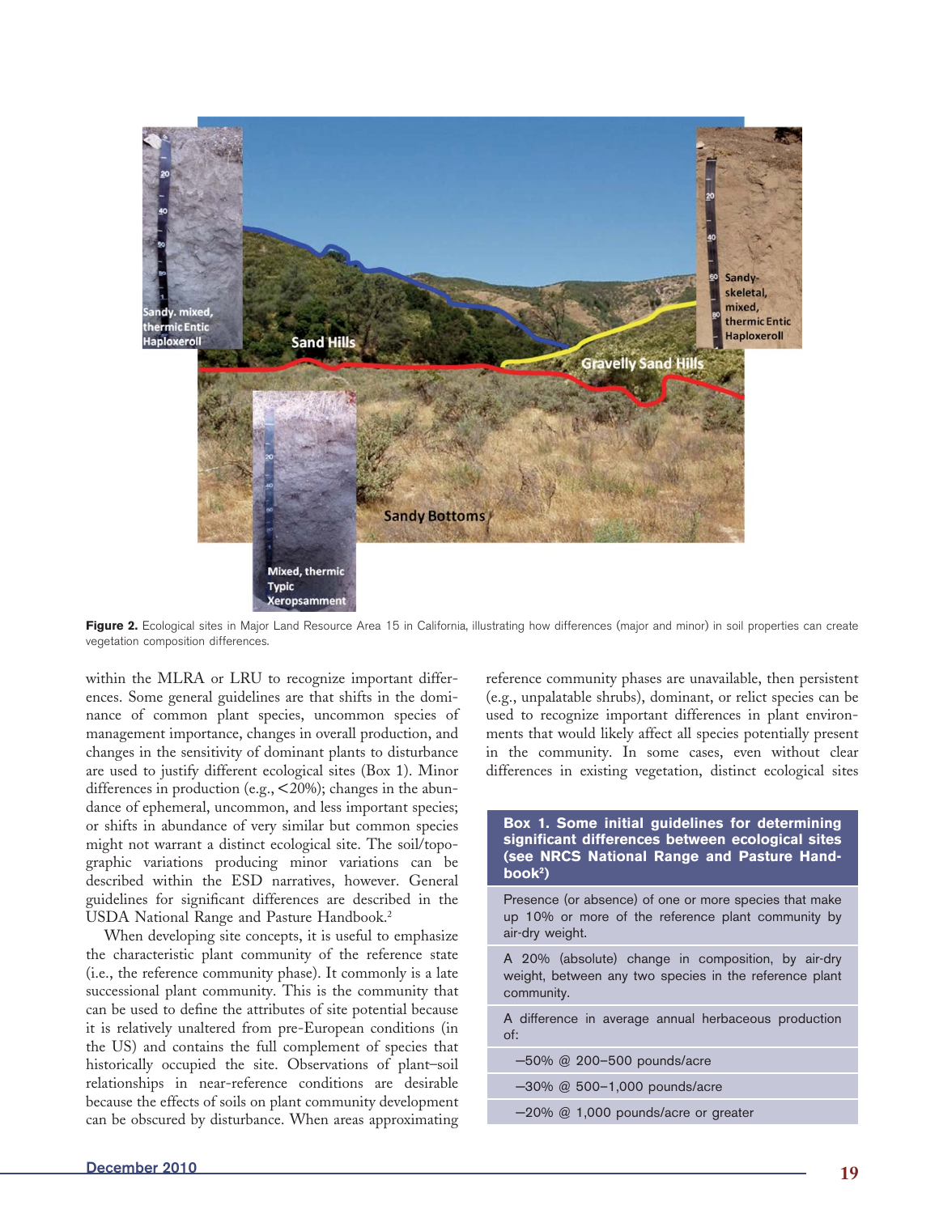Figure 2. Ecological sites in Major Land Resource Area 15 in California, illustrating how differences (major and minor) in soil properties can create vegetation composition differences.

within the MLRA or LRU to recognize important differences. Some general guidelines are that shifts in the dominance of common plant species, uncommon species of management importance, changes in overall production, and changes in the sensitivity of dominant plants to disturbance are used to justify different ecological sites (Box 1). Minor differences in production (e.g., <20%); changes in the abundance of ephemeral, uncommon, and less important species; or shifts in abundance of very similar but common species might not warrant a distinct ecological site. The soil/topographic variations producing minor variations can be described within the ESD narratives, however. General guidelines for significant differences are described in the USDA National Range and Pasture Handbook.[2]

When developing site concepts, it is useful to emphasize the characteristic plant community of the reference state (i.e., the reference community phase). It commonly is a late successional plant community. This is the community that can be used to define the attributes of site potential because it is relatively unaltered from pre-European conditions (in the US) and contains the full complement of species that historically occupied the site. Observations of plant–soil relationships in near-reference conditions are desirable because the effects of soils on plant community development can be obscured by disturbance. When areas approximating reference community phases are unavailable, then persistent (e.g., unpalatable shrubs), dominant, or relict species can be used to recognize important differences in plant environments that would likely affect all species potentially present in the community. In some cases, even without clear differences in existing vegetation, distinct ecological sites

| Box 1. Some initial guidelines for determining significant differences between ecological sites (see NRCS National Range and Pasture Handbook[2]) |
|---|
| Presence (or absence) of one or more species that make up 10% or more of the reference plant community by air-dry weight. |
| A 20% (absolute) change in composition, by air-dry weight, between any two species in the reference plant community. |
| A difference in average annual herbaceous production of: |
| –50% @ 200–500 pounds/acre |
| –30% @ 500–1,000 pounds/acre |
| –20% @ 1,000 pounds/acre or greater |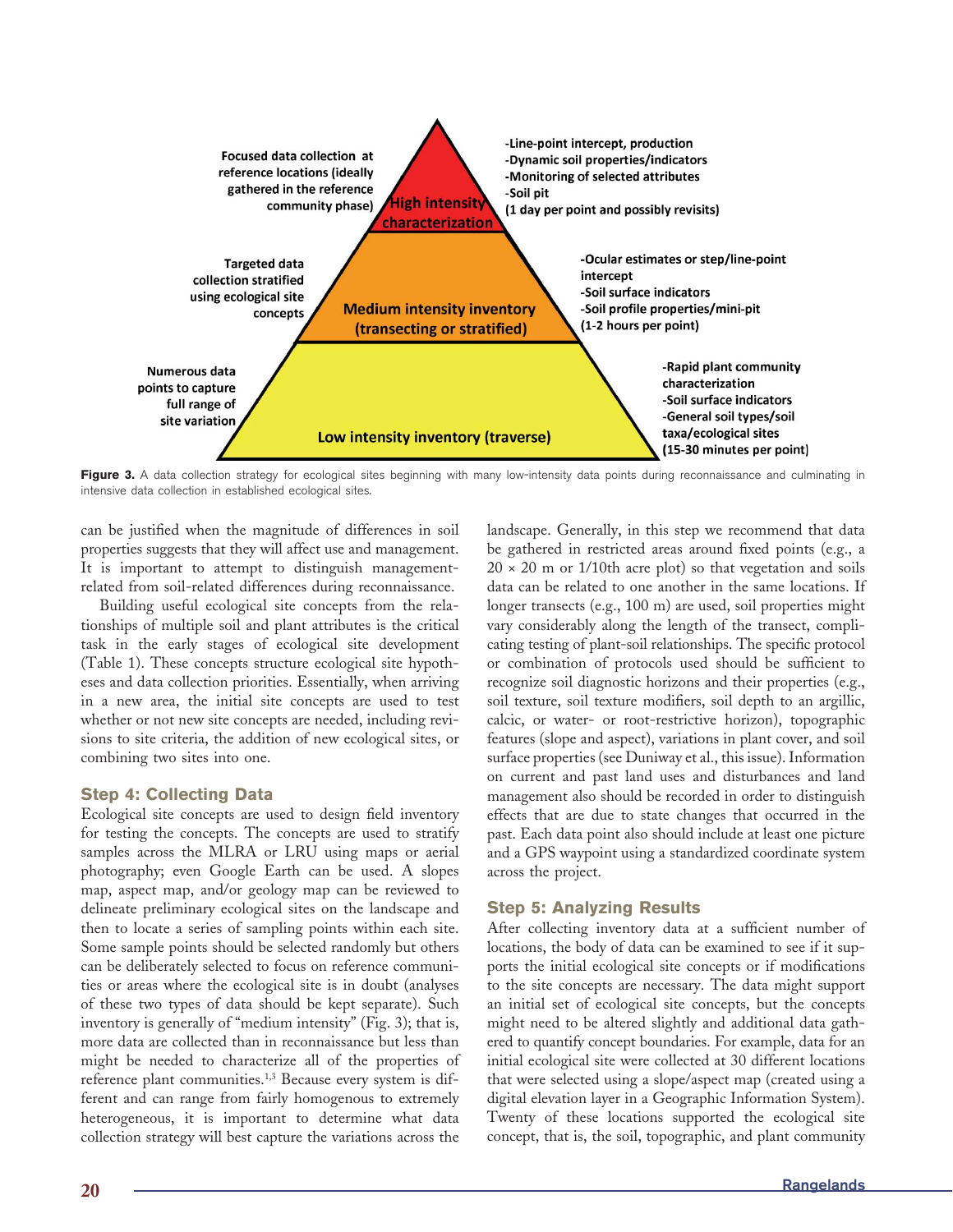Focused data collection at reference locations (ideally gathered in the reference community phase)

**High intensity characterization**

- -Line-point intercept, production
- -Dynamic soil properties/indicators
- -Monitoring of selected attributes
- -Soil pit
- (1 day per point and possibly revisits)

Targeted data collection stratified using ecological site concepts

**Medium intensity inventory (transecting or stratified)**

- -Ocular estimates or step/line-point intercept
- -Soil surface indicators
- -Soil profile properties/mini-pit
- (1-2 hours per point)

Numerous data points to capture full range of site variation

**Low intensity inventory (traverse)**

- -Rapid plant community characterization
- -Soil surface indicators
- -General soil types/soil taxa/ecological sites
- (15-30 minutes per point)

**Figure 3.** A data collection strategy for ecological sites beginning with many low-intensity data points during reconnaissance and culminating in intensive data collection in established ecological sites.

can be justified when the magnitude of differences in soil properties suggests that they will affect use and management. It is important to attempt to distinguish management-related from soil-related differences during reconnaissance.

Building useful ecological site concepts from the relationships of multiple soil and plant attributes is the critical task in the early stages of ecological site development (Table 1). These concepts structure ecological site hypotheses and data collection priorities. Essentially, when arriving in a new area, the initial site concepts are used to test whether or not new site concepts are needed, including revisions to site criteria, the addition of new ecological sites, or combining two sites into one.

## Step 4: Collecting Data

Ecological site concepts are used to design field inventory for testing the concepts. The concepts are used to stratify samples across the MLRA or LRU using maps or aerial photography; even Google Earth can be used. A slopes map, aspect map, and/or geology map can be reviewed to delineate preliminary ecological sites on the landscape and then to locate a series of sampling points within each site. Some sample points should be selected randomly but others can be deliberately selected to focus on reference communities or areas where the ecological site is in doubt (analyses of these two types of data should be kept separate). Such inventory is generally of "medium intensity" (Fig. 3); that is, more data are collected than in reconnaissance but less than might be needed to characterize all of the properties of reference plant communities.[1,3] Because every system is different and can range from fairly homogenous to extremely heterogeneous, it is important to determine what data collection strategy will best capture the variations across the landscape. Generally, in this step we recommend that data be gathered in restricted areas around fixed points (e.g., a 20 × 20 m or 1/10th acre plot) so that vegetation and soils data can be related to one another in the same locations. If longer transects (e.g., 100 m) are used, soil properties might vary considerably along the length of the transect, complicating testing of plant-soil relationships. The specific protocol or combination of protocols used should be sufficient to recognize soil diagnostic horizons and their properties (e.g., soil texture, soil texture modifiers, soil depth to an argillic, calcic, or water- or root-restrictive horizon), topographic features (slope and aspect), variations in plant cover, and soil surface properties (see Duniway et al., this issue). Information on current and past land uses and disturbances and land management also should be recorded in order to distinguish effects that are due to state changes that occurred in the past. Each data point also should include at least one picture and a GPS waypoint using a standardized coordinate system across the project.

## Step 5: Analyzing Results

After collecting inventory data at a sufficient number of locations, the body of data can be examined to see if it supports the initial ecological site concepts or if modifications to the site concepts are necessary. The data might support an initial set of ecological site concepts, but the concepts might need to be altered slightly and additional data gathered to quantify concept boundaries. For example, data for an initial ecological site were collected at 30 different locations that were selected using a slope/aspect map (created using a digital elevation layer in a Geographic Information System). Twenty of these locations supported the ecological site concept, that is, the soil, topographic, and plant community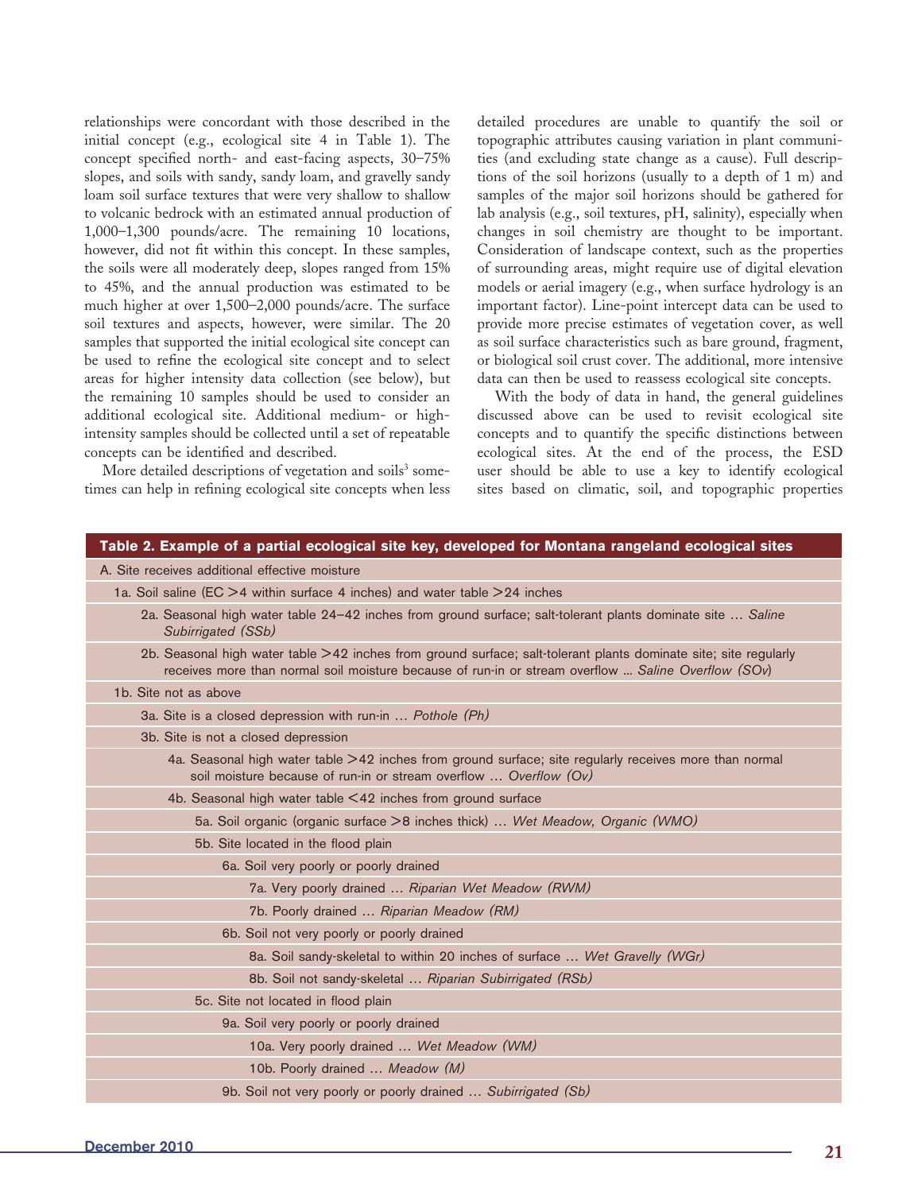relationships were concordant with those described in the initial concept (e.g., ecological site 4 in Table 1). The concept specified north- and east-facing aspects, 30–75% slopes, and soils with sandy, sandy loam, and gravelly sandy loam soil surface textures that were very shallow to shallow to volcanic bedrock with an estimated annual production of 1,000–1,300 pounds/acre. The remaining 10 locations, however, did not fit within this concept. In these samples, the soils were all moderately deep, slopes ranged from 15% to 45%, and the annual production was estimated to be much higher at over 1,500–2,000 pounds/acre. The surface soil textures and aspects, however, were similar. The 20 samples that supported the initial ecological site concept can be used to refine the ecological site concept and to select areas for higher intensity data collection (see below), but the remaining 10 samples should be used to consider an additional ecological site. Additional medium- or high-intensity samples should be collected until a set of repeatable concepts can be identified and described.

More detailed descriptions of vegetation and soils[3] sometimes can help in refining ecological site concepts when less detailed procedures are unable to quantify the soil or topographic attributes causing variation in plant communities (and excluding state change as a cause). Full descriptions of the soil horizons (usually to a depth of 1 m) and samples of the major soil horizons should be gathered for lab analysis (e.g., soil textures, pH, salinity), especially when changes in soil chemistry are thought to be important. Consideration of landscape context, such as the properties of surrounding areas, might require use of digital elevation models or aerial imagery (e.g., when surface hydrology is an important factor). Line-point intercept data can be used to provide more precise estimates of vegetation cover, as well as soil surface characteristics such as bare ground, fragment, or biological soil crust cover. The additional, more intensive data can then be used to reassess ecological site concepts.

With the body of data in hand, the general guidelines discussed above can be used to revisit ecological site concepts and to quantify the specific distinctions between ecological sites. At the end of the process, the ESD user should be able to use a key to identify ecological sites based on climatic, soil, and topographic properties

**Table 2. Example of a partial ecological site key, developed for Montana rangeland ecological sites**

A. Site receives additional effective moisture

- 1a. Soil saline (EC >4 within surface 4 inches) and water table >24 inches
  - 2a. Seasonal high water table 24–42 inches from ground surface; salt-tolerant plants dominate site … *Saline Subirrigated (SSb)*
  - 2b. Seasonal high water table >42 inches from ground surface; salt-tolerant plants dominate site; site regularly receives more than normal soil moisture because of run-in or stream overflow … *Saline Overflow (SOv)*
- 1b. Site not as above
  - 3a. Site is a closed depression with run-in … *Pothole (Ph)*
  - 3b. Site is not a closed depression
    - 4a. Seasonal high water table >42 inches from ground surface; site regularly receives more than normal soil moisture because of run-in or stream overflow … *Overflow (Ov)*
    - 4b. Seasonal high water table <42 inches from ground surface
      - 5a. Soil organic (organic surface >8 inches thick) … *Wet Meadow, Organic (WMO)*
      - 5b. Site located in the flood plain
        - 6a. Soil very poorly or poorly drained
          - 7a. Very poorly drained … *Riparian Wet Meadow (RWM)*
          - 7b. Poorly drained … *Riparian Meadow (RM)*
        - 6b. Soil not very poorly or poorly drained
          - 8a. Soil sandy-skeletal to within 20 inches of surface … *Wet Gravelly (WGr)*
          - 8b. Soil not sandy-skeletal … *Riparian Subirrigated (RSb)*
      - 5c. Site not located in flood plain
        - 9a. Soil very poorly or poorly drained
          - 10a. Very poorly drained … *Wet Meadow (WM)*
          - 10b. Poorly drained … *Meadow (M)*
        - 9b. Soil not very poorly or poorly drained … *Subirrigated (Sb)*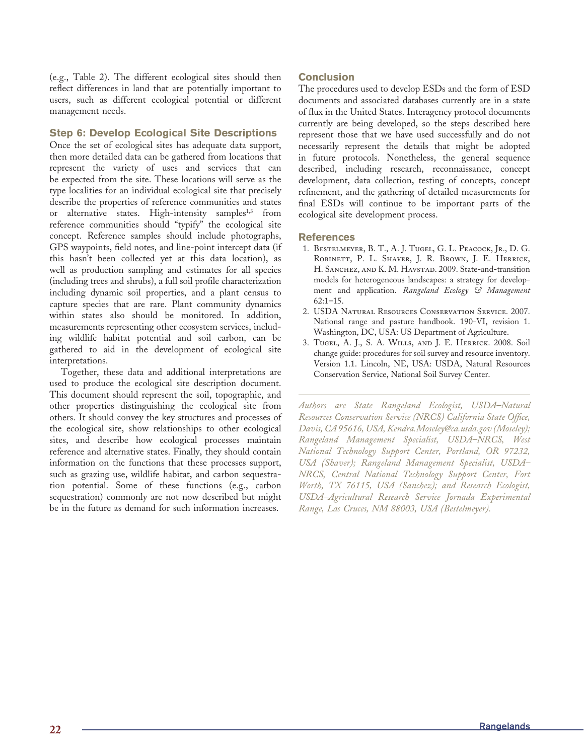(e.g., Table 2). The different ecological sites should then reflect differences in land that are potentially important to users, such as different ecological potential or different management needs.

### Step 6: Develop Ecological Site Descriptions

Once the set of ecological sites has adequate data support, then more detailed data can be gathered from locations that represent the variety of uses and services that can be expected from the site. These locations will serve as the type localities for an individual ecological site that precisely describe the properties of reference communities and states or alternative states. High-intensity samples[1,3] from reference communities should "typify" the ecological site concept. Reference samples should include photographs, GPS waypoints, field notes, and line-point intercept data (if this hasn't been collected yet at this data location), as well as production sampling and estimates for all species (including trees and shrubs), a full soil profile characterization including dynamic soil properties, and a plant census to capture species that are rare. Plant community dynamics within states also should be monitored. In addition, measurements representing other ecosystem services, including wildlife habitat potential and soil carbon, can be gathered to aid in the development of ecological site interpretations.

Together, these data and additional interpretations are used to produce the ecological site description document. This document should represent the soil, topographic, and other properties distinguishing the ecological site from others. It should convey the key structures and processes of the ecological site, show relationships to other ecological sites, and describe how ecological processes maintain reference and alternative states. Finally, they should contain information on the functions that these processes support, such as grazing use, wildlife habitat, and carbon sequestration potential. Some of these functions (e.g., carbon sequestration) commonly are not now described but might be in the future as demand for such information increases.

### Conclusion

The procedures used to develop ESDs and the form of ESD documents and associated databases currently are in a state of flux in the United States. Interagency protocol documents currently are being developed, so the steps described here represent those that we have used successfully and do not necessarily represent the details that might be adopted in future protocols. Nonetheless, the general sequence described, including research, reconnaissance, concept development, data collection, testing of concepts, concept refinement, and the gathering of detailed measurements for final ESDs will continue to be important parts of the ecological site development process.

### References

1. Bestelmeyer, B. T., A. J. Tugel, G. L. Peacock, Jr., D. G. Robinett, P. L. Shaver, J. R. Brown, J. E. Herrick, H. Sanchez, and K. M. Havstad. 2009. State-and-transition models for heterogeneous landscapes: a strategy for development and application. *Rangeland Ecology & Management* 62:1–15.
2. USDA Natural Resources Conservation Service. 2007. National range and pasture handbook. 190-VI, revision 1. Washington, DC, USA: US Department of Agriculture.
3. Tugel, A. J., S. A. Wills, and J. E. Herrick. 2008. Soil change guide: procedures for soil survey and resource inventory. Version 1.1. Lincoln, NE, USA: USDA, Natural Resources Conservation Service, National Soil Survey Center.

---

*Authors are State Rangeland Ecologist, USDA–Natural Resources Conservation Service (NRCS) California State Office, Davis, CA 95616, USA, Kendra.Moseley@ca.usda.gov (Moseley); Rangeland Management Specialist, USDA–NRCS, West National Technology Support Center, Portland, OR 97232, USA (Shaver); Rangeland Management Specialist, USDA–NRCS, Central National Technology Support Center, Fort Worth, TX 76115, USA (Sanchez); and Research Ecologist, USDA–Agricultural Research Service Jornada Experimental Range, Las Cruces, NM 88003, USA (Bestelmeyer).*